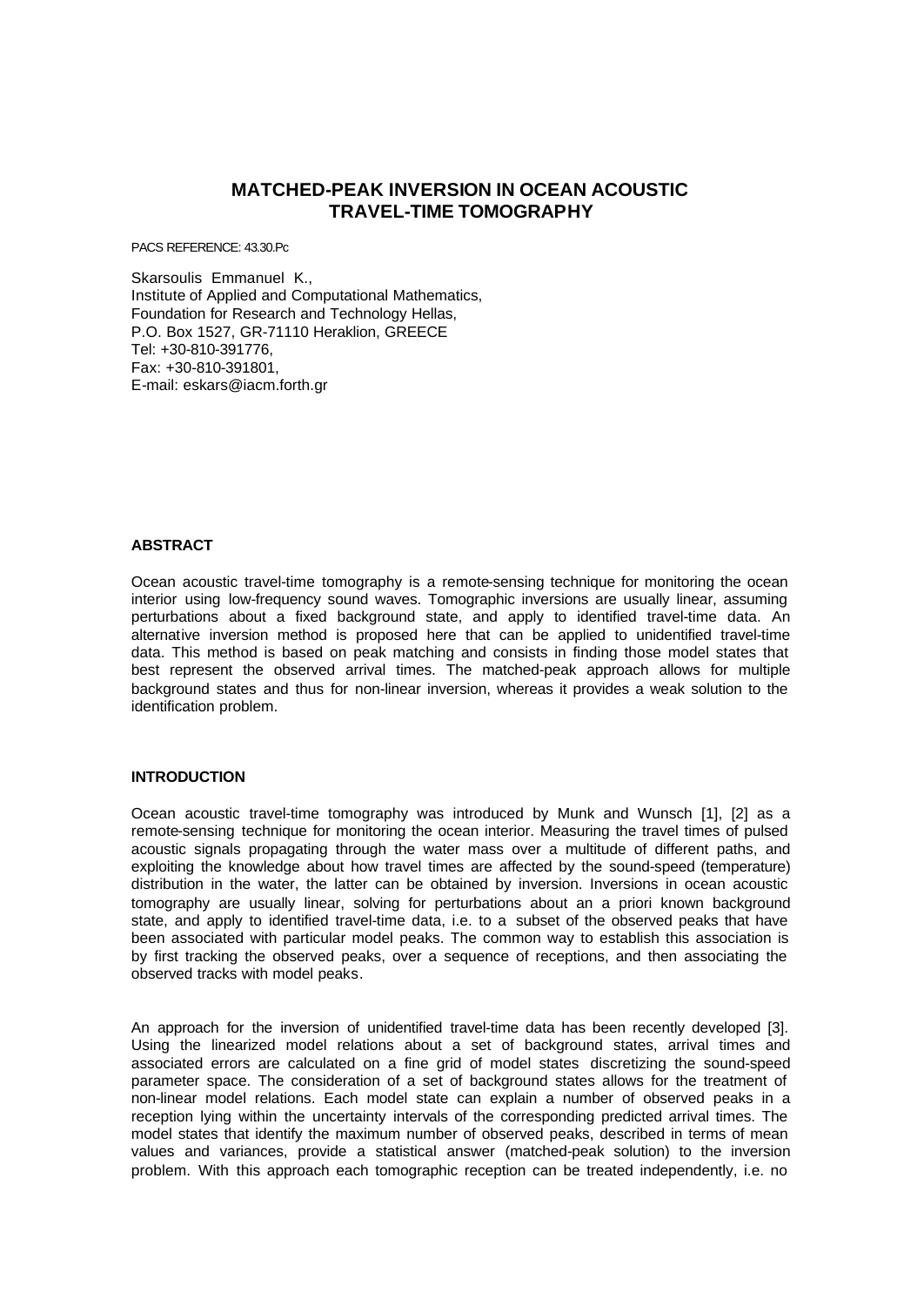# MATCHED-PEAK INVERSION IN OCEAN ACOUSTIC TRAVEL-TIME TOMOGRAPHY

PACS REFERENCE: 43.30.Pc

Skarsoulis Emmanuel K.,
Institute of Applied and Computational Mathematics,
Foundation for Research and Technology Hellas,
P.O. Box 1527, GR-71110 Heraklion, GREECE
Tel: +30-810-391776,
Fax: +30-810-391801,
E-mail: eskars@iacm.forth.gr

## ABSTRACT

Ocean acoustic travel-time tomography is a remote-sensing technique for monitoring the ocean interior using low-frequency sound waves. Tomographic inversions are usually linear, assuming perturbations about a fixed background state, and apply to identified travel-time data. An alternative inversion method is proposed here that can be applied to unidentified travel-time data. This method is based on peak matching and consists in finding those model states that best represent the observed arrival times. The matched-peak approach allows for multiple background states and thus for non-linear inversion, whereas it provides a weak solution to the identification problem.

## INTRODUCTION

Ocean acoustic travel-time tomography was introduced by Munk and Wunsch [1], [2] as a remote-sensing technique for monitoring the ocean interior. Measuring the travel times of pulsed acoustic signals propagating through the water mass over a multitude of different paths, and exploiting the knowledge about how travel times are affected by the sound-speed (temperature) distribution in the water, the latter can be obtained by inversion. Inversions in ocean acoustic tomography are usually linear, solving for perturbations about an a priori known background state, and apply to identified travel-time data, i.e. to a subset of the observed peaks that have been associated with particular model peaks. The common way to establish this association is by first tracking the observed peaks, over a sequence of receptions, and then associating the observed tracks with model peaks.

An approach for the inversion of unidentified travel-time data has been recently developed [3]. Using the linearized model relations about a set of background states, arrival times and associated errors are calculated on a fine grid of model states discretizing the sound-speed parameter space. The consideration of a set of background states allows for the treatment of non-linear model relations. Each model state can explain a number of observed peaks in a reception lying within the uncertainty intervals of the corresponding predicted arrival times. The model states that identify the maximum number of observed peaks, described in terms of mean values and variances, provide a statistical answer (matched-peak solution) to the inversion problem. With this approach each tomographic reception can be treated independently, i.e. no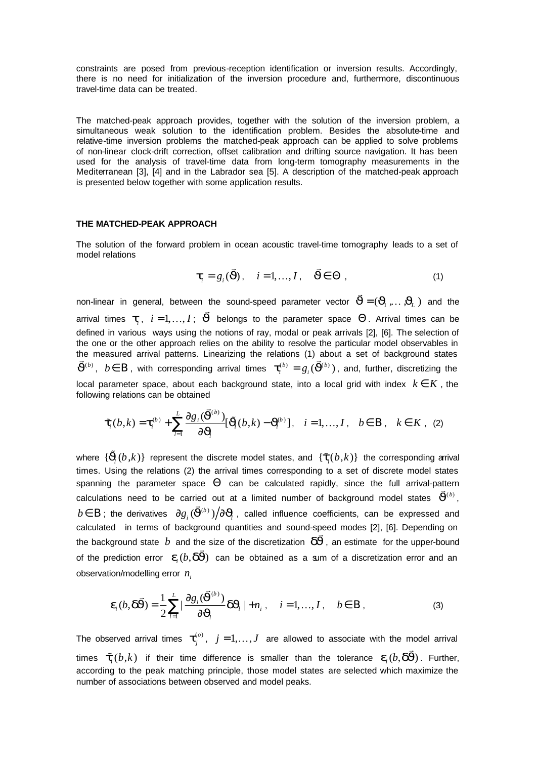constraints are posed from previous-reception identification or inversion results. Accordingly, there is no need for initialization of the inversion procedure and, furthermore, discontinuous travel-time data can be treated.

The matched-peak approach provides, together with the solution of the inversion problem, a simultaneous weak solution to the identification problem. Besides the absolute-time and relative-time inversion problems the matched-peak approach can be applied to solve problems of non-linear clock-drift correction, offset calibration and drifting source navigation. It has been used for the analysis of travel-time data from long-term tomography measurements in the Mediterranean [3], [4] and in the Labrador sea [5]. A description of the matched-peak approach is presented below together with some application results.

### THE MATCHED-PEAK APPROACH

The solution of the forward problem in ocean acoustic travel-time tomography leads to a set of model relations

$$\tau_i = g_i(\vec{\vartheta}), \quad i = 1, \ldots, I, \quad \vec{\vartheta} \in \Theta \;, \tag{1}$$

non-linear in general, between the sound-speed parameter vector $\vec{\vartheta} = (\vartheta_1, \ldots, \vartheta_L)$ and the arrival times $\tau_i$, $i = 1, \ldots, I$; $\vec{\vartheta}$ belongs to the parameter space $\Theta$. Arrival times can be defined in various ways using the notions of ray, modal or peak arrivals [2], [6]. The selection of the one or the other approach relies on the ability to resolve the particular model observables in the measured arrival patterns. Linearizing the relations (1) about a set of background states $\vec{\vartheta}^{(b)}$, $b \in \mathrm{B}$, with corresponding arrival times $\tau_i^{(b)} = g_i(\vec{\vartheta}^{(b)})$, and, further, discretizing the local parameter space, about each background state, into a local grid with index $k \in K$, the following relations can be obtained

$$\tilde{\tau}_i(b,k) = \tau_i^{(b)} + \sum_{l=1}^{L} \frac{\partial g_i(\vec{\vartheta}^{(b)})}{\partial \vartheta_l}[\tilde{\vartheta}_l(b,k) - \vartheta_l^{(b)}], \quad i = 1, \ldots, I, \quad b \in \mathrm{B}, \quad k \in K, \tag{2}$$

where $\{\tilde{\vartheta}_l(b,k)\}$ represent the discrete model states, and $\{\tilde{\tau}_i(b,k)\}$ the corresponding arrival times. Using the relations (2) the arrival times corresponding to a set of discrete model states spanning the parameter space $\Theta$ can be calculated rapidly, since the full arrival-pattern calculations need to be carried out at a limited number of background model states $\vec{\vartheta}^{(b)}$, $b \in \mathrm{B}$; the derivatives $\partial g_i(\vec{\vartheta}^{(b)}) / \partial \vartheta_l$, called influence coefficients, can be expressed and calculated in terms of background quantities and sound-speed modes [2], [6]. Depending on the background state $b$ and the size of the discretization $\delta\vec{\vartheta}$, an estimate for the upper-bound of the prediction error $\varepsilon_i(b, \delta\vec{\vartheta})$ can be obtained as a sum of a discretization error and an observation/modelling error $n_i$

$$\varepsilon_i(b, \delta\vec{\vartheta}) = \frac{1}{2}\sum_{l=1}^{L} \left| \frac{\partial g_i(\vec{\vartheta}^{(b)})}{\partial \vartheta_l} \delta\vartheta_l \right| + n_i, \quad i = 1, \ldots, I, \quad b \in \mathrm{B}, \tag{3}$$

The observed arrival times $\tau_j^{(o)}$, $j = 1, \ldots, J$ are allowed to associate with the model arrival times $\tilde{\tau}_i(b,k)$ if their time difference is smaller than the tolerance $\varepsilon_i(b, \delta\vec{\vartheta})$. Further, according to the peak matching principle, those model states are selected which maximize the number of associations between observed and model peaks.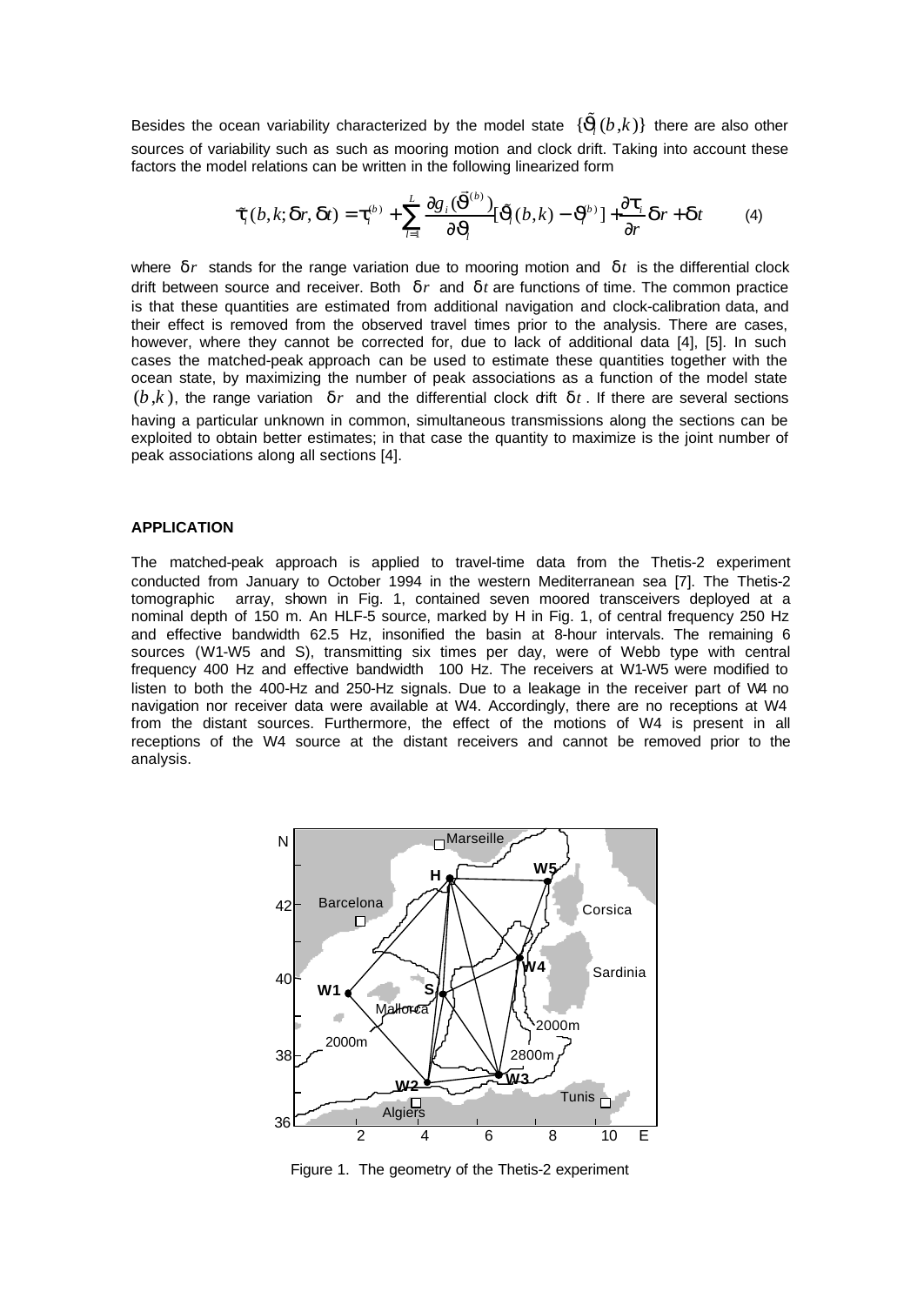Besides the ocean variability characterized by the model state $\{\tilde{\vartheta}_l(b,k)\}$ there are also other sources of variability such as such as mooring motion and clock drift. Taking into account these factors the model relations can be written in the following linearized form

$$\tilde{\tau}_i(b,k;\delta r,\delta t) = \tau_i^{(b)} + \sum_{l=1}^{L} \frac{\partial g_i(\vec{\vartheta}^{(b)})}{\partial \vartheta_l}[\tilde{\vartheta}_l(b,k) - \vartheta_l^{(b)}] + \frac{\partial \tau_i}{\partial r}\delta r + \delta t \qquad (4)$$

where $\delta r$ stands for the range variation due to mooring motion and $\delta t$ is the differential clock drift between source and receiver. Both $\delta r$ and $\delta t$ are functions of time. The common practice is that these quantities are estimated from additional navigation and clock-calibration data, and their effect is removed from the observed travel times prior to the analysis. There are cases, however, where they cannot be corrected for, due to lack of additional data [4], [5]. In such cases the matched-peak approach can be used to estimate these quantities together with the ocean state, by maximizing the number of peak associations as a function of the model state $(b,k)$, the range variation $\delta r$ and the differential clock drift $\delta t$. If there are several sections having a particular unknown in common, simultaneous transmissions along the sections can be exploited to obtain better estimates; in that case the quantity to maximize is the joint number of peak associations along all sections [4].

## APPLICATION

The matched-peak approach is applied to travel-time data from the Thetis-2 experiment conducted from January to October 1994 in the western Mediterranean sea [7]. The Thetis-2 tomographic array, shown in Fig. 1, contained seven moored transceivers deployed at a nominal depth of 150 m. An HLF-5 source, marked by H in Fig. 1, of central frequency 250 Hz and effective bandwidth 62.5 Hz, insonified the basin at 8-hour intervals. The remaining 6 sources (W1-W5 and S), transmitting six times per day, were of Webb type with central frequency 400 Hz and effective bandwidth 100 Hz. The receivers at W1-W5 were modified to listen to both the 400-Hz and 250-Hz signals. Due to a leakage in the receiver part of W4 no navigation nor receiver data were available at W4. Accordingly, there are no receptions at W4 from the distant sources. Furthermore, the effect of the motions of W4 is present in all receptions of the W4 source at the distant receivers and cannot be removed prior to the analysis.

Figure 1. The geometry of the Thetis-2 experiment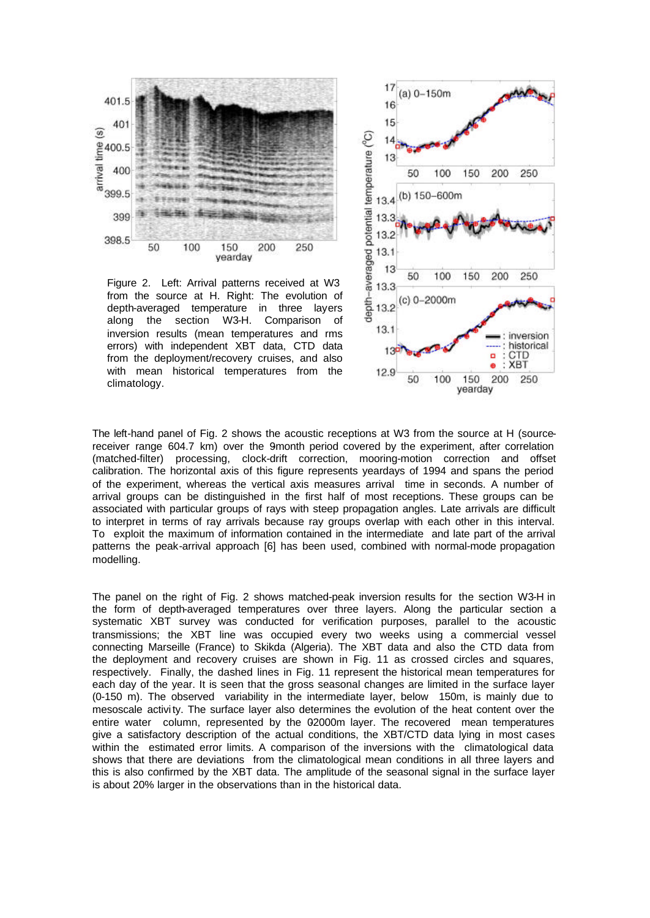Figure 2. Left: Arrival patterns received at W3 from the source at H. Right: The evolution of depth-averaged temperature in three layers along the section W3-H. Comparison of inversion results (mean temperatures and rms errors) with independent XBT data, CTD data from the deployment/recovery cruises, and also with mean historical temperatures from the climatology.

The left-hand panel of Fig. 2 shows the acoustic receptions at W3 from the source at H (source-receiver range 604.7 km) over the 9month period covered by the experiment, after correlation (matched-filter) processing, clock-drift correction, mooring-motion correction and offset calibration. The horizontal axis of this figure represents yeardays of 1994 and spans the period of the experiment, whereas the vertical axis measures arrival time in seconds. A number of arrival groups can be distinguished in the first half of most receptions. These groups can be associated with particular groups of rays with steep propagation angles. Late arrivals are difficult to interpret in terms of ray arrivals because ray groups overlap with each other in this interval. To exploit the maximum of information contained in the intermediate and late part of the arrival patterns the peak-arrival approach [6] has been used, combined with normal-mode propagation modelling.

The panel on the right of Fig. 2 shows matched-peak inversion results for the section W3-H in the form of depth-averaged temperatures over three layers. Along the particular section a systematic XBT survey was conducted for verification purposes, parallel to the acoustic transmissions; the XBT line was occupied every two weeks using a commercial vessel connecting Marseille (France) to Skikda (Algeria). The XBT data and also the CTD data from the deployment and recovery cruises are shown in Fig. 11 as crossed circles and squares, respectively. Finally, the dashed lines in Fig. 11 represent the historical mean temperatures for each day of the year. It is seen that the gross seasonal changes are limited in the surface layer (0-150 m). The observed variability in the intermediate layer, below 150m, is mainly due to mesoscale activity. The surface layer also determines the evolution of the heat content over the entire water column, represented by the 0-2000m layer. The recovered mean temperatures give a satisfactory description of the actual conditions, the XBT/CTD data lying in most cases within the estimated error limits. A comparison of the inversions with the climatological data shows that there are deviations from the climatological mean conditions in all three layers and this is also confirmed by the XBT data. The amplitude of the seasonal signal in the surface layer is about 20% larger in the observations than in the historical data.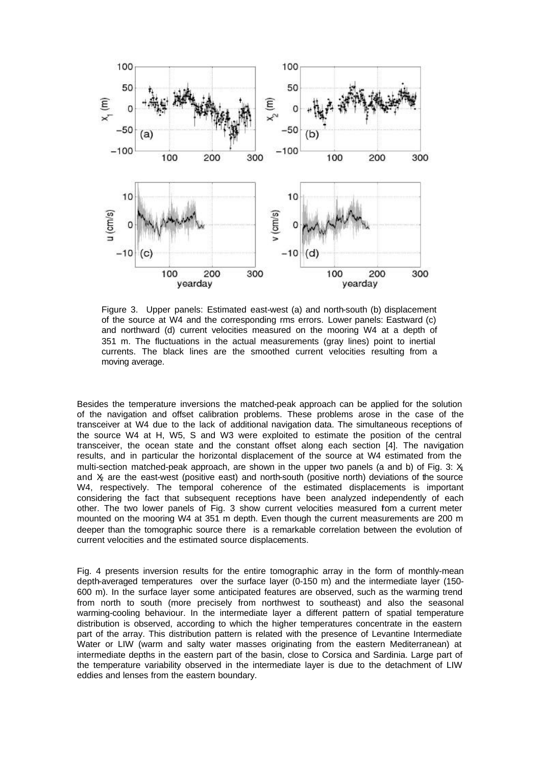Figure 3. Upper panels: Estimated east-west (a) and north-south (b) displacement of the source at W4 and the corresponding rms errors. Lower panels: Eastward (c) and northward (d) current velocities measured on the mooring W4 at a depth of 351 m. The fluctuations in the actual measurements (gray lines) point to inertial currents. The black lines are the smoothed current velocities resulting from a moving average.

Besides the temperature inversions the matched-peak approach can be applied for the solution of the navigation and offset calibration problems. These problems arose in the case of the transceiver at W4 due to the lack of additional navigation data. The simultaneous receptions of the source W4 at H, W5, S and W3 were exploited to estimate the position of the central transceiver, the ocean state and the constant offset along each section [4]. The navigation results, and in particular the horizontal displacement of the source at W4 estimated from the multi-section matched-peak approach, are shown in the upper two panels (a and b) of Fig. 3: $X_1$ and $X_2$ are the east-west (positive east) and north-south (positive north) deviations of the source W4, respectively. The temporal coherence of the estimated displacements is important considering the fact that subsequent receptions have been analyzed independently of each other. The two lower panels of Fig. 3 show current velocities measured fom a current meter mounted on the mooring W4 at 351 m depth. Even though the current measurements are 200 m deeper than the tomographic source there is a remarkable correlation between the evolution of current velocities and the estimated source displacements.

Fig. 4 presents inversion results for the entire tomographic array in the form of monthly-mean depth-averaged temperatures over the surface layer (0-150 m) and the intermediate layer (150-600 m). In the surface layer some anticipated features are observed, such as the warming trend from north to south (more precisely from northwest to southeast) and also the seasonal warming-cooling behaviour. In the intermediate layer a different pattern of spatial temperature distribution is observed, according to which the higher temperatures concentrate in the eastern part of the array. This distribution pattern is related with the presence of Levantine Intermediate Water or LIW (warm and salty water masses originating from the eastern Mediterranean) at intermediate depths in the eastern part of the basin, close to Corsica and Sardinia. Large part of the temperature variability observed in the intermediate layer is due to the detachment of LIW eddies and lenses from the eastern boundary.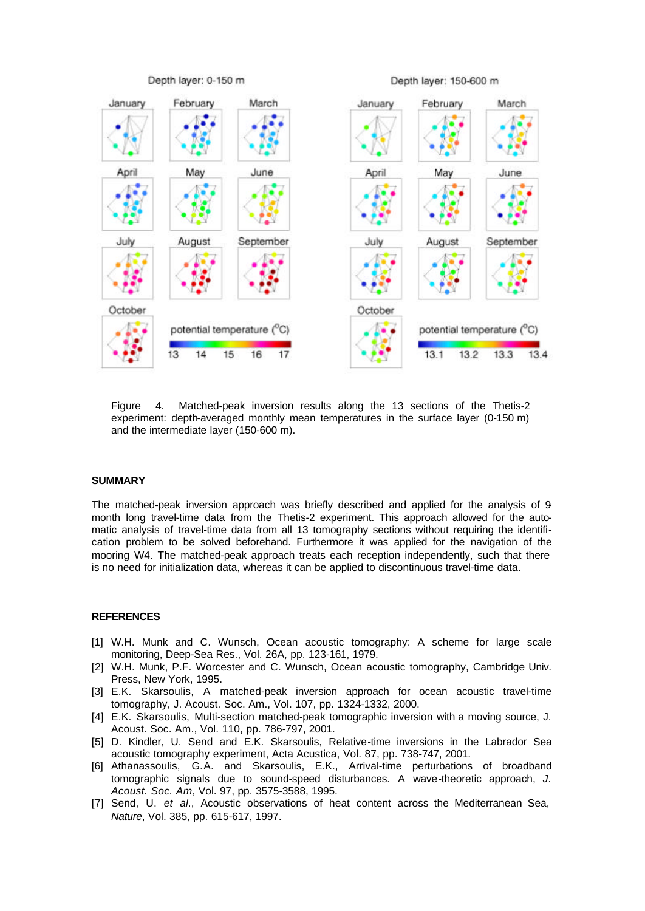Depth layer: 0-150 m

January February March

April May June

July August September

October

potential temperature (°C)

13 14 15 16 17

Depth layer: 150-600 m

January February March

April May June

July August September

October

potential temperature (°C)

13.1 13.2 13.3 13.4

Figure 4. Matched-peak inversion results along the 13 sections of the Thetis-2 experiment: depth-averaged monthly mean temperatures in the surface layer (0-150 m) and the intermediate layer (150-600 m).

## SUMMARY

The matched-peak inversion approach was briefly described and applied for the analysis of 9-month long travel-time data from the Thetis-2 experiment. This approach allowed for the automatic analysis of travel-time data from all 13 tomography sections without requiring the identification problem to be solved beforehand. Furthermore it was applied for the navigation of the mooring W4. The matched-peak approach treats each reception independently, such that there is no need for initialization data, whereas it can be applied to discontinuous travel-time data.

## REFERENCES

[1] W.H. Munk and C. Wunsch, Ocean acoustic tomography: A scheme for large scale monitoring, Deep-Sea Res., Vol. 26A, pp. 123-161, 1979.

[2] W.H. Munk, P.F. Worcester and C. Wunsch, Ocean acoustic tomography, Cambridge Univ. Press, New York, 1995.

[3] E.K. Skarsoulis, A matched-peak inversion approach for ocean acoustic travel-time tomography, J. Acoust. Soc. Am., Vol. 107, pp. 1324-1332, 2000.

[4] E.K. Skarsoulis, Multi-section matched-peak tomographic inversion with a moving source, J. Acoust. Soc. Am., Vol. 110, pp. 786-797, 2001.

[5] D. Kindler, U. Send and E.K. Skarsoulis, Relative-time inversions in the Labrador Sea acoustic tomography experiment, Acta Acustica, Vol. 87, pp. 738-747, 2001.

[6] Athanassoulis, G.A. and Skarsoulis, E.K., Arrival-time perturbations of broadband tomographic signals due to sound-speed disturbances. A wave-theoretic approach, *J. Acoust. Soc. Am*, Vol. 97, pp. 3575-3588, 1995.

[7] Send, U. *et al.*, Acoustic observations of heat content across the Mediterranean Sea, *Nature*, Vol. 385, pp. 615-617, 1997.